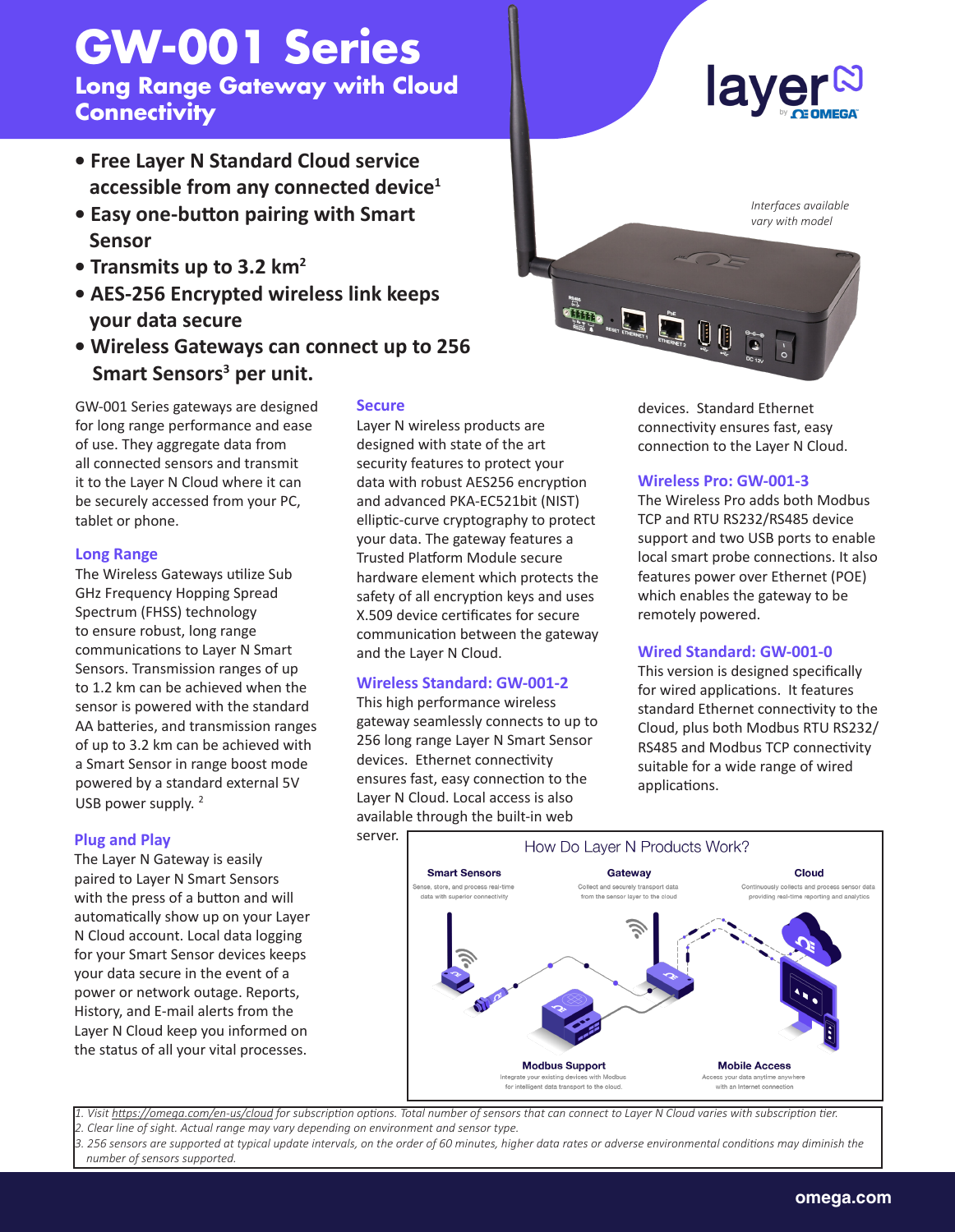# GW-001 Series

## Long Range Gateway with Cloud Connectivity

- **Free Layer N Standard Cloud service accessible from any connected device[1]**
- **Easy one-button pairing with Smart Sensor**
- **Transmits up to 3.2 km[2]**
- **AES-256 Encrypted wireless link keeps your data secure**
- **Wireless Gateways can connect up to 256 Smart Sensors[3] per unit.**

*Interfaces available vary with model*

GW-001 Series gateways are designed for long range performance and ease of use. They aggregate data from all connected sensors and transmit it to the Layer N Cloud where it can be securely accessed from your PC, tablet or phone.

### Long Range

The Wireless Gateways utilize Sub GHz Frequency Hopping Spread Spectrum (FHSS) technology to ensure robust, long range communications to Layer N Smart Sensors. Transmission ranges of up to 1.2 km can be achieved when the sensor is powered with the standard AA batteries, and transmission ranges of up to 3.2 km can be achieved with a Smart Sensor in range boost mode powered by a standard external 5V USB power supply. [2]

### Plug and Play

The Layer N Gateway is easily paired to Layer N Smart Sensors with the press of a button and will automatically show up on your Layer N Cloud account. Local data logging for your Smart Sensor devices keeps your data secure in the event of a power or network outage. Reports, History, and E-mail alerts from the Layer N Cloud keep you informed on the status of all your vital processes.

### Secure

Layer N wireless products are designed with state of the art security features to protect your data with robust AES256 encryption and advanced PKA-EC521bit (NIST) elliptic-curve cryptography to protect your data. The gateway features a Trusted Platform Module secure hardware element which protects the safety of all encryption keys and uses X.509 device certificates for secure communication between the gateway and the Layer N Cloud.

### Wireless Standard: GW-001-2

This high performance wireless gateway seamlessly connects to up to 256 long range Layer N Smart Sensor devices. Ethernet connectivity ensures fast, easy connection to the Layer N Cloud. Local access is also available through the built-in web server.

devices. Standard Ethernet connectivity ensures fast, easy connection to the Layer N Cloud.

### Wireless Pro: GW-001-3

The Wireless Pro adds both Modbus TCP and RTU RS232/RS485 device support and two USB ports to enable local smart probe connections. It also features power over Ethernet (POE) which enables the gateway to be remotely powered.

### Wired Standard: GW-001-0

This version is designed specifically for wired applications. It features standard Ethernet connectivity to the Cloud, plus both Modbus RTU RS232/RS485 and Modbus TCP connectivity suitable for a wide range of wired applications.

**How Do Layer N Products Work?**

**Smart Sensors** — Sense, store, and process real-time data with superior connectivity

**Gateway** — Collect and securely transport data from the sensor layer to the cloud

**Cloud** — Continuously collects and process sensor data providing real-time reporting and analytics

**Modbus Support** — Integrate your existing devices with Modbus for intelligent data transport to the cloud.

**Mobile Access** — Access your data anytime anywhere with an internet connection

*1. Visit https://omega.com/en-us/cloud for subscription options. Total number of sensors that can connect to Layer N Cloud varies with subscription tier.*
*2. Clear line of sight. Actual range may vary depending on environment and sensor type.*
*3. 256 sensors are supported at typical update intervals, on the order of 60 minutes, higher data rates or adverse environmental conditions may diminish the number of sensors supported.*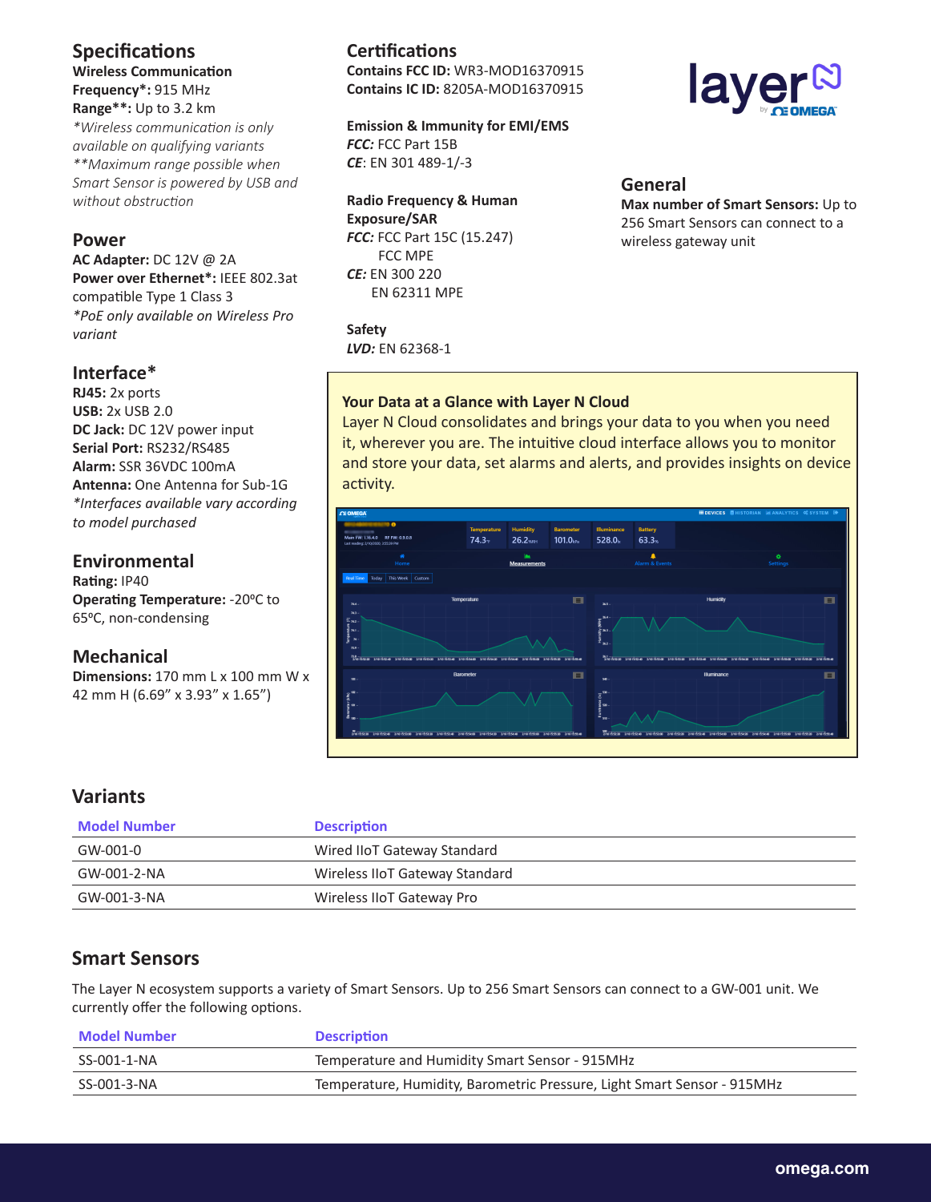## Specifications

**Wireless Communication**

**Frequency*:** 915 MHz

**Range**:** Up to 3.2 km

*\*Wireless communication is only available on qualifying variants*

*\*\*Maximum range possible when Smart Sensor is powered by USB and without obstruction*

## Power

**AC Adapter:** DC 12V @ 2A

**Power over Ethernet*:** IEEE 802.3at compatible Type 1 Class 3

*\*PoE only available on Wireless Pro variant*

## Interface*

**RJ45:** 2x ports

**USB:** 2x USB 2.0

**DC Jack:** DC 12V power input

**Serial Port:** RS232/RS485

**Alarm:** SSR 36VDC 100mA

**Antenna:** One Antenna for Sub-1G

*\*Interfaces available vary according to model purchased*

## Environmental

**Rating:** IP40

**Operating Temperature:** -20ºC to 65ºC, non-condensing

## Mechanical

**Dimensions:** 170 mm L x 100 mm W x 42 mm H (6.69” x 3.93” x 1.65”)

## Certifications

**Contains FCC ID:** WR3-MOD16370915

**Contains IC ID:** 8205A-MOD16370915

**Emission & Immunity for EMI/EMS**

***FCC:*** FCC Part 15B

***CE***: EN 301 489-1/-3

**Radio Frequency & Human Exposure/SAR**

***FCC:*** FCC Part 15C (15.247)
FCC MPE

***CE:*** EN 300 220
EN 62311 MPE

**Safety**

***LVD:*** EN 62368-1

## General

**Max number of Smart Sensors:** Up to 256 Smart Sensors can connect to a wireless gateway unit

**Your Data at a Glance with Layer N Cloud**

Layer N Cloud consolidates and brings your data to you when you need it, wherever you are. The intuitive cloud interface allows you to monitor and store your data, set alarms and alerts, and provides insights on device activity.

## Variants

| Model Number | Description |
|---|---|
| GW-001-0 | Wired IIoT Gateway Standard |
| GW-001-2-NA | Wireless IIoT Gateway Standard |
| GW-001-3-NA | Wireless IIoT Gateway Pro |

## Smart Sensors

The Layer N ecosystem supports a variety of Smart Sensors. Up to 256 Smart Sensors can connect to a GW-001 unit. We currently offer the following options.

| Model Number | Description |
|---|---|
| SS-001-1-NA | Temperature and Humidity Smart Sensor - 915MHz |
| SS-001-3-NA | Temperature, Humidity, Barometric Pressure, Light Smart Sensor - 915MHz |